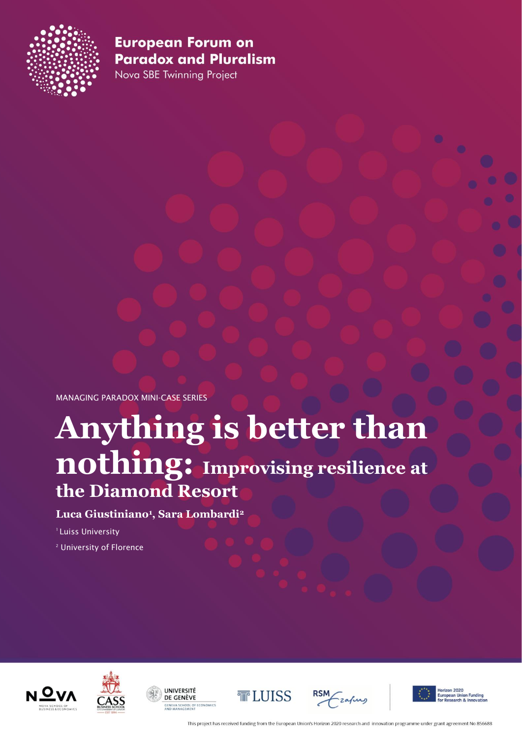**European Forum on Paradox and Pluralism**
Nova SBE Twinning Project

MANAGING PARADOX MINI-CASE SERIES

# Anything is better than nothing: Improvising resilience at the Diamond Resort

**Luca Giustiniano[1], Sara Lombardi[2]**

[1] Luiss University

[2] University of Florence

This project has received funding from the European Union's Horizon 2020 research and innovation programme under grant agreement No 856688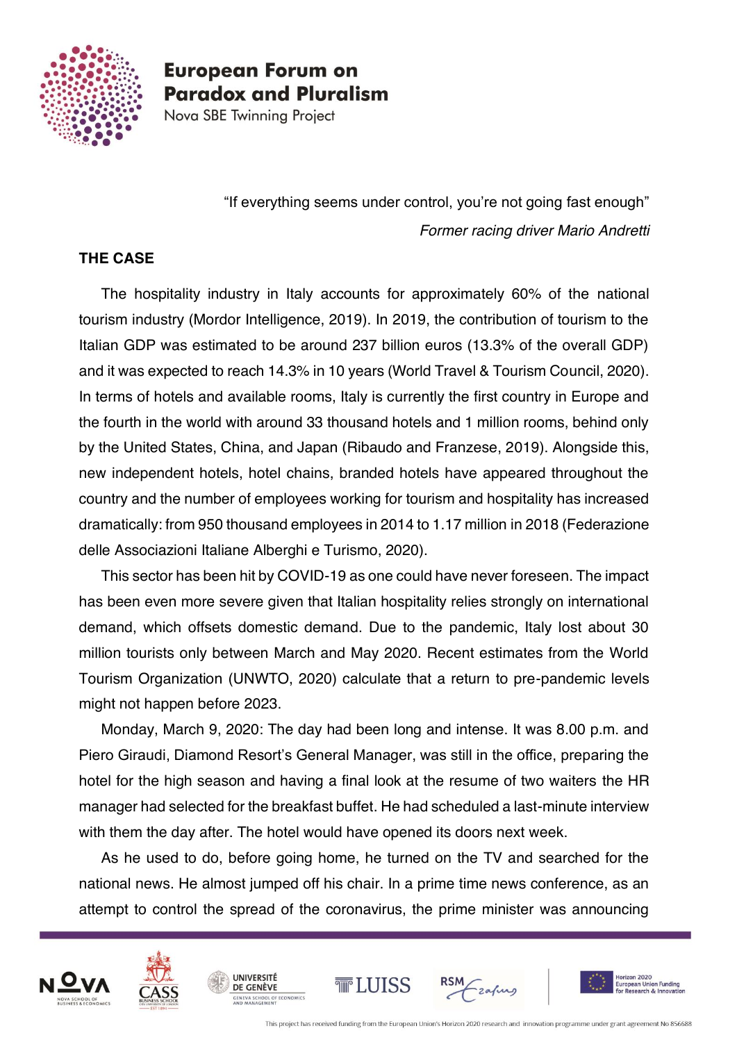> "If everything seems under control, you're not going fast enough"
>
> *Former racing driver Mario Andretti*

## THE CASE

The hospitality industry in Italy accounts for approximately 60% of the national tourism industry (Mordor Intelligence, 2019). In 2019, the contribution of tourism to the Italian GDP was estimated to be around 237 billion euros (13.3% of the overall GDP) and it was expected to reach 14.3% in 10 years (World Travel & Tourism Council, 2020). In terms of hotels and available rooms, Italy is currently the first country in Europe and the fourth in the world with around 33 thousand hotels and 1 million rooms, behind only by the United States, China, and Japan (Ribaudo and Franzese, 2019). Alongside this, new independent hotels, hotel chains, branded hotels have appeared throughout the country and the number of employees working for tourism and hospitality has increased dramatically: from 950 thousand employees in 2014 to 1.17 million in 2018 (Federazione delle Associazioni Italiane Alberghi e Turismo, 2020).

This sector has been hit by COVID-19 as one could have never foreseen. The impact has been even more severe given that Italian hospitality relies strongly on international demand, which offsets domestic demand. Due to the pandemic, Italy lost about 30 million tourists only between March and May 2020. Recent estimates from the World Tourism Organization (UNWTO, 2020) calculate that a return to pre-pandemic levels might not happen before 2023.

Monday, March 9, 2020: The day had been long and intense. It was 8.00 p.m. and Piero Giraudi, Diamond Resort's General Manager, was still in the office, preparing the hotel for the high season and having a final look at the resume of two waiters the HR manager had selected for the breakfast buffet. He had scheduled a last-minute interview with them the day after. The hotel would have opened its doors next week.

As he used to do, before going home, he turned on the TV and searched for the national news. He almost jumped off his chair. In a prime time news conference, as an attempt to control the spread of the coronavirus, the prime minister was announcing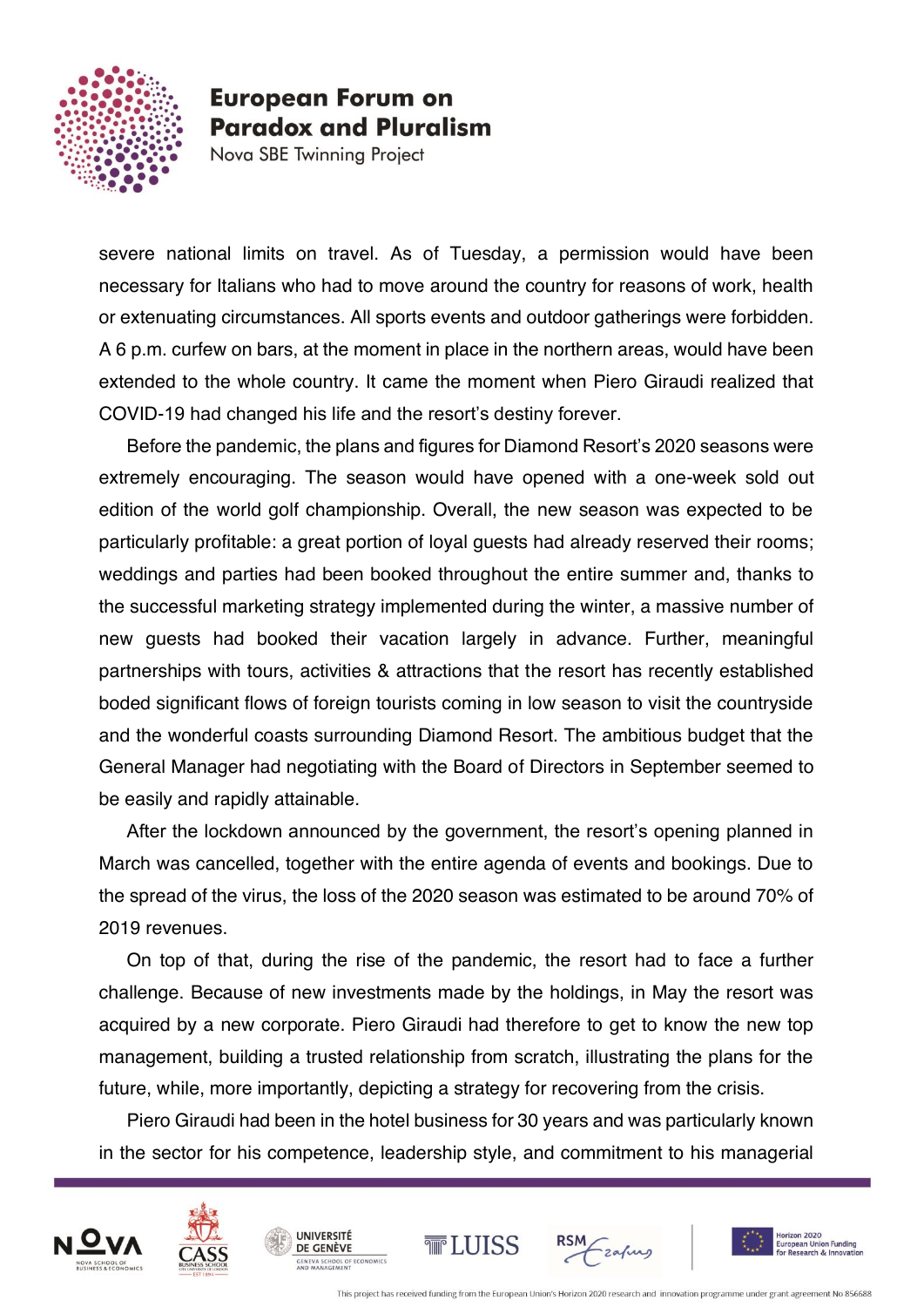severe national limits on travel. As of Tuesday, a permission would have been necessary for Italians who had to move around the country for reasons of work, health or extenuating circumstances. All sports events and outdoor gatherings were forbidden. A 6 p.m. curfew on bars, at the moment in place in the northern areas, would have been extended to the whole country. It came the moment when Piero Giraudi realized that COVID-19 had changed his life and the resort's destiny forever.

Before the pandemic, the plans and figures for Diamond Resort's 2020 seasons were extremely encouraging. The season would have opened with a one-week sold out edition of the world golf championship. Overall, the new season was expected to be particularly profitable: a great portion of loyal guests had already reserved their rooms; weddings and parties had been booked throughout the entire summer and, thanks to the successful marketing strategy implemented during the winter, a massive number of new guests had booked their vacation largely in advance. Further, meaningful partnerships with tours, activities & attractions that the resort has recently established boded significant flows of foreign tourists coming in low season to visit the countryside and the wonderful coasts surrounding Diamond Resort. The ambitious budget that the General Manager had negotiating with the Board of Directors in September seemed to be easily and rapidly attainable.

After the lockdown announced by the government, the resort's opening planned in March was cancelled, together with the entire agenda of events and bookings. Due to the spread of the virus, the loss of the 2020 season was estimated to be around 70% of 2019 revenues.

On top of that, during the rise of the pandemic, the resort had to face a further challenge. Because of new investments made by the holdings, in May the resort was acquired by a new corporate. Piero Giraudi had therefore to get to know the new top management, building a trusted relationship from scratch, illustrating the plans for the future, while, more importantly, depicting a strategy for recovering from the crisis.

Piero Giraudi had been in the hotel business for 30 years and was particularly known in the sector for his competence, leadership style, and commitment to his managerial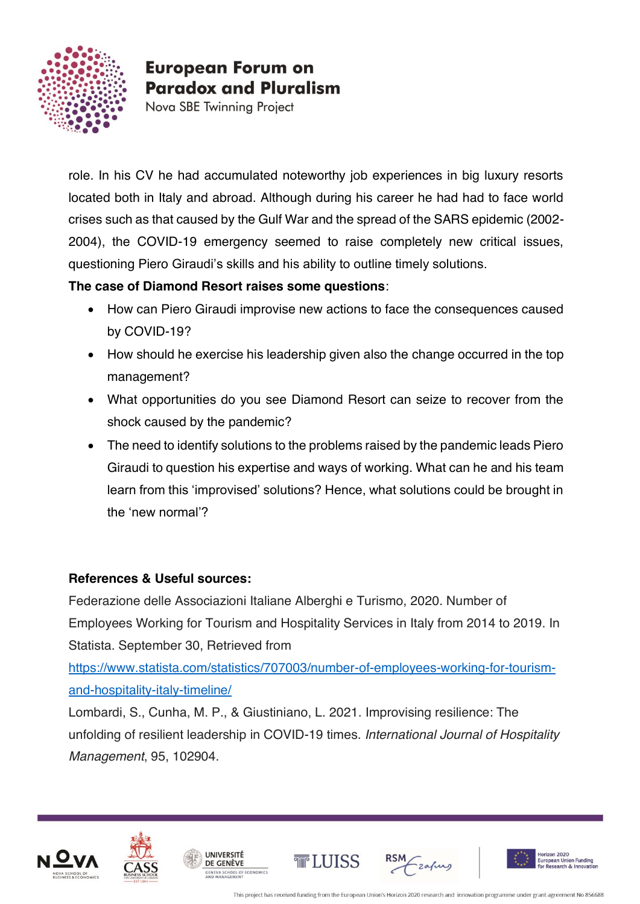role. In his CV he had accumulated noteworthy job experiences in big luxury resorts located both in Italy and abroad. Although during his career he had had to face world crises such as that caused by the Gulf War and the spread of the SARS epidemic (2002-2004), the COVID-19 emergency seemed to raise completely new critical issues, questioning Piero Giraudi's skills and his ability to outline timely solutions.

**The case of Diamond Resort raises some questions**:

- How can Piero Giraudi improvise new actions to face the consequences caused by COVID-19?
- How should he exercise his leadership given also the change occurred in the top management?
- What opportunities do you see Diamond Resort can seize to recover from the shock caused by the pandemic?
- The need to identify solutions to the problems raised by the pandemic leads Piero Giraudi to question his expertise and ways of working. What can he and his team learn from this 'improvised' solutions? Hence, what solutions could be brought in the 'new normal'?

**References & Useful sources:**

Federazione delle Associazioni Italiane Alberghi e Turismo, 2020. Number of Employees Working for Tourism and Hospitality Services in Italy from 2014 to 2019. In Statista. September 30, Retrieved from https://www.statista.com/statistics/707003/number-of-employees-working-for-tourism-and-hospitality-italy-timeline/

Lombardi, S., Cunha, M. P., & Giustiniano, L. 2021. Improvising resilience: The unfolding of resilient leadership in COVID-19 times. *International Journal of Hospitality Management*, 95, 102904.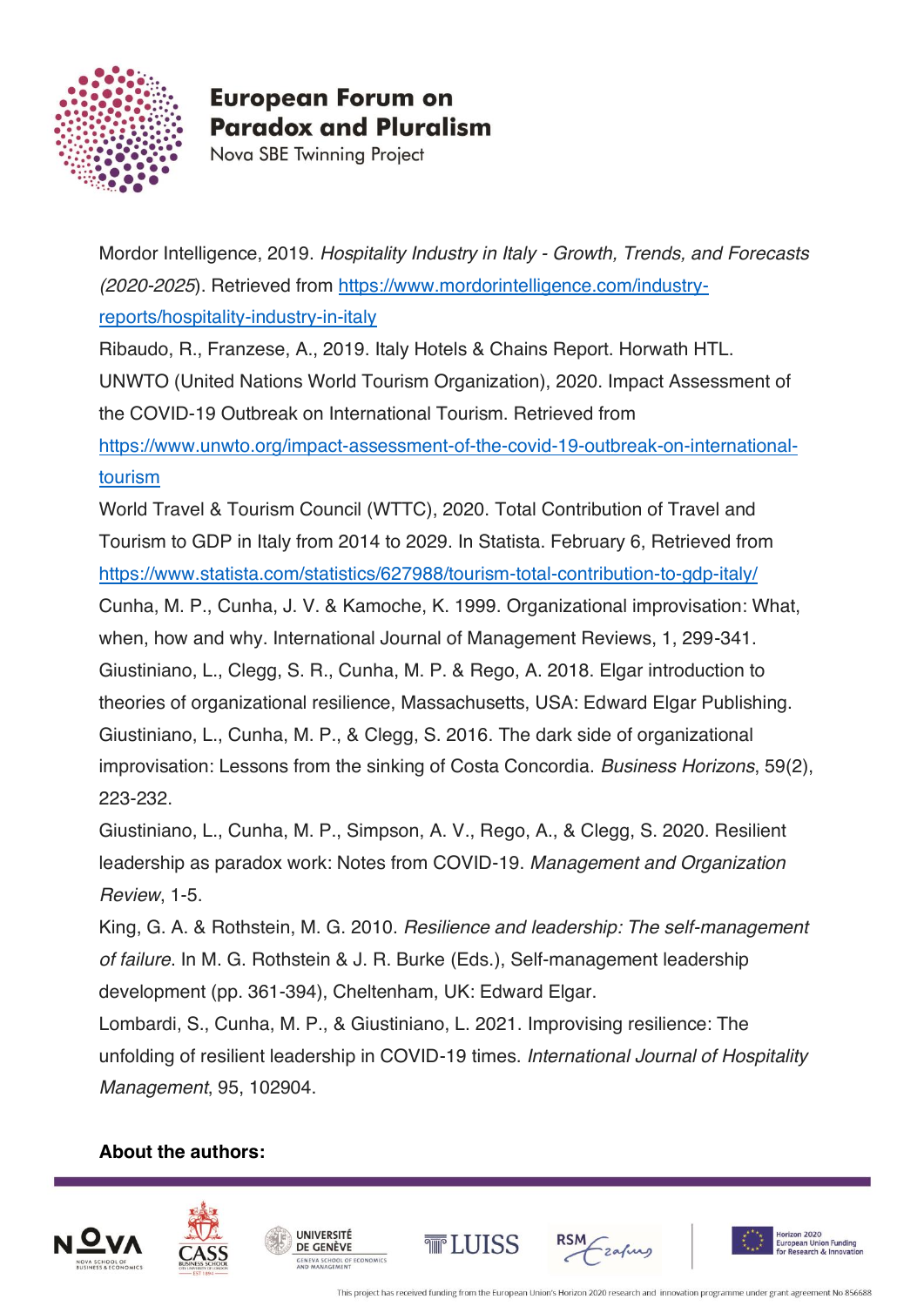Mordor Intelligence, 2019. *Hospitality Industry in Italy - Growth, Trends, and Forecasts (2020-2025*). Retrieved from https://www.mordorintelligence.com/industry-reports/hospitality-industry-in-italy

Ribaudo, R., Franzese, A., 2019. Italy Hotels & Chains Report. Horwath HTL.

UNWTO (United Nations World Tourism Organization), 2020. Impact Assessment of the COVID-19 Outbreak on International Tourism. Retrieved from https://www.unwto.org/impact-assessment-of-the-covid-19-outbreak-on-international-tourism

World Travel & Tourism Council (WTTC), 2020. Total Contribution of Travel and Tourism to GDP in Italy from 2014 to 2029. In Statista. February 6, Retrieved from https://www.statista.com/statistics/627988/tourism-total-contribution-to-gdp-italy/

Cunha, M. P., Cunha, J. V. & Kamoche, K. 1999. Organizational improvisation: What, when, how and why. International Journal of Management Reviews, 1, 299-341.

Giustiniano, L., Clegg, S. R., Cunha, M. P. & Rego, A. 2018. Elgar introduction to theories of organizational resilience, Massachusetts, USA: Edward Elgar Publishing.

Giustiniano, L., Cunha, M. P., & Clegg, S. 2016. The dark side of organizational improvisation: Lessons from the sinking of Costa Concordia. *Business Horizons*, 59(2), 223-232.

Giustiniano, L., Cunha, M. P., Simpson, A. V., Rego, A., & Clegg, S. 2020. Resilient leadership as paradox work: Notes from COVID-19. *Management and Organization Review*, 1-5.

King, G. A. & Rothstein, M. G. 2010. *Resilience and leadership: The self-management of failure*. In M. G. Rothstein & J. R. Burke (Eds.), Self-management leadership development (pp. 361-394), Cheltenham, UK: Edward Elgar.

Lombardi, S., Cunha, M. P., & Giustiniano, L. 2021. Improvising resilience: The unfolding of resilient leadership in COVID-19 times. *International Journal of Hospitality Management*, 95, 102904.

**About the authors:**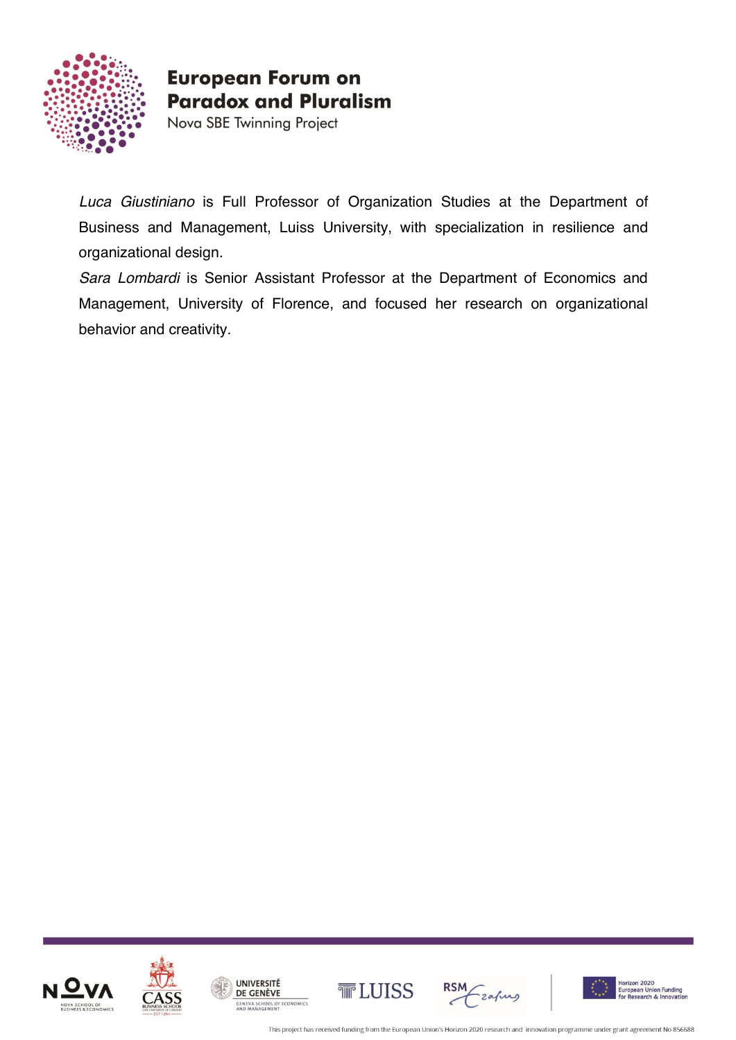*Luca Giustiniano* is Full Professor of Organization Studies at the Department of Business and Management, Luiss University, with specialization in resilience and organizational design.

*Sara Lombardi* is Senior Assistant Professor at the Department of Economics and Management, University of Florence, and focused her research on organizational behavior and creativity.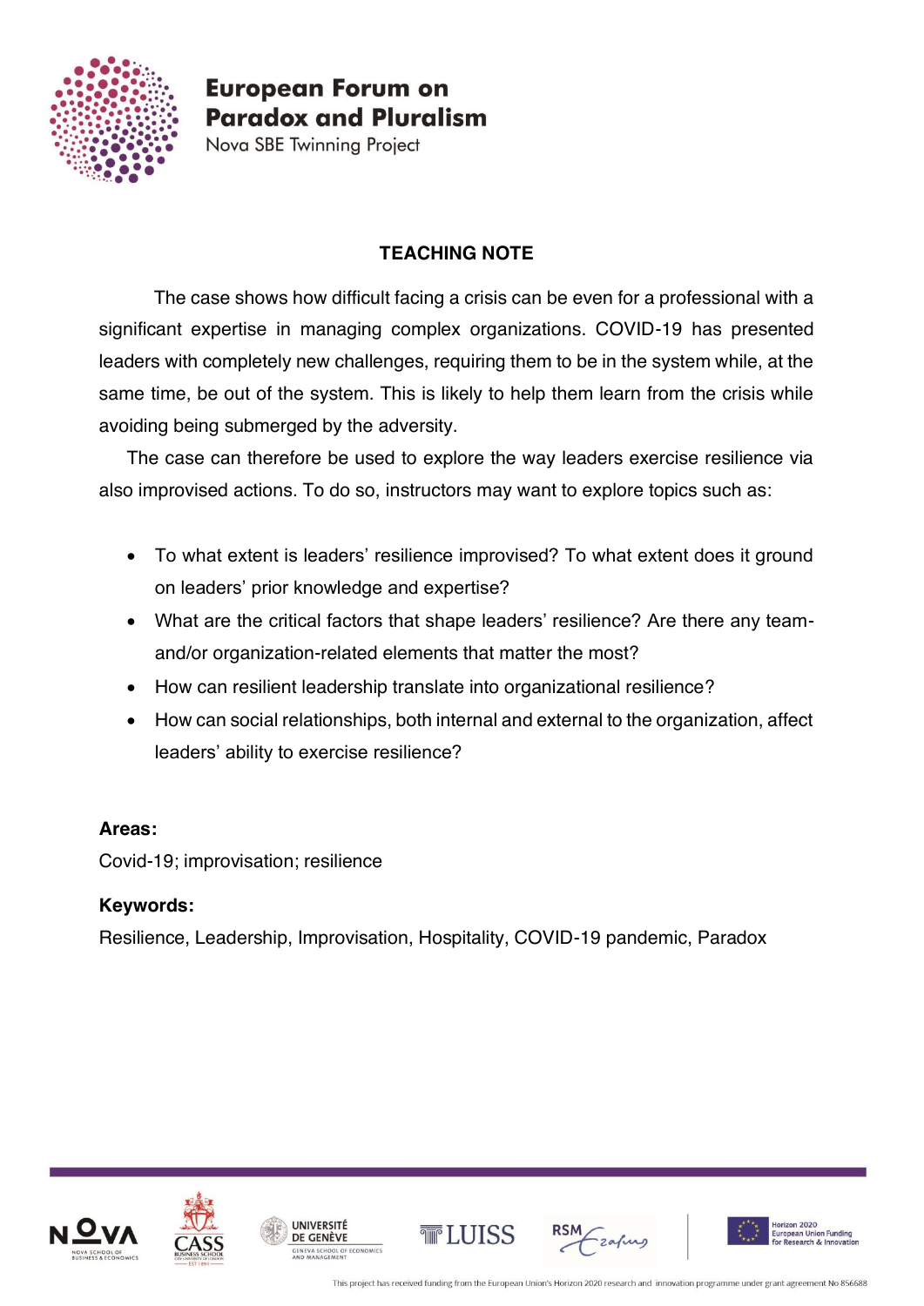## TEACHING NOTE

The case shows how difficult facing a crisis can be even for a professional with a significant expertise in managing complex organizations. COVID-19 has presented leaders with completely new challenges, requiring them to be in the system while, at the same time, be out of the system. This is likely to help them learn from the crisis while avoiding being submerged by the adversity.

The case can therefore be used to explore the way leaders exercise resilience via also improvised actions. To do so, instructors may want to explore topics such as:

- To what extent is leaders' resilience improvised? To what extent does it ground on leaders' prior knowledge and expertise?
- What are the critical factors that shape leaders' resilience? Are there any team- and/or organization-related elements that matter the most?
- How can resilient leadership translate into organizational resilience?
- How can social relationships, both internal and external to the organization, affect leaders' ability to exercise resilience?

**Areas:**

Covid-19; improvisation; resilience

**Keywords:**

Resilience, Leadership, Improvisation, Hospitality, COVID-19 pandemic, Paradox